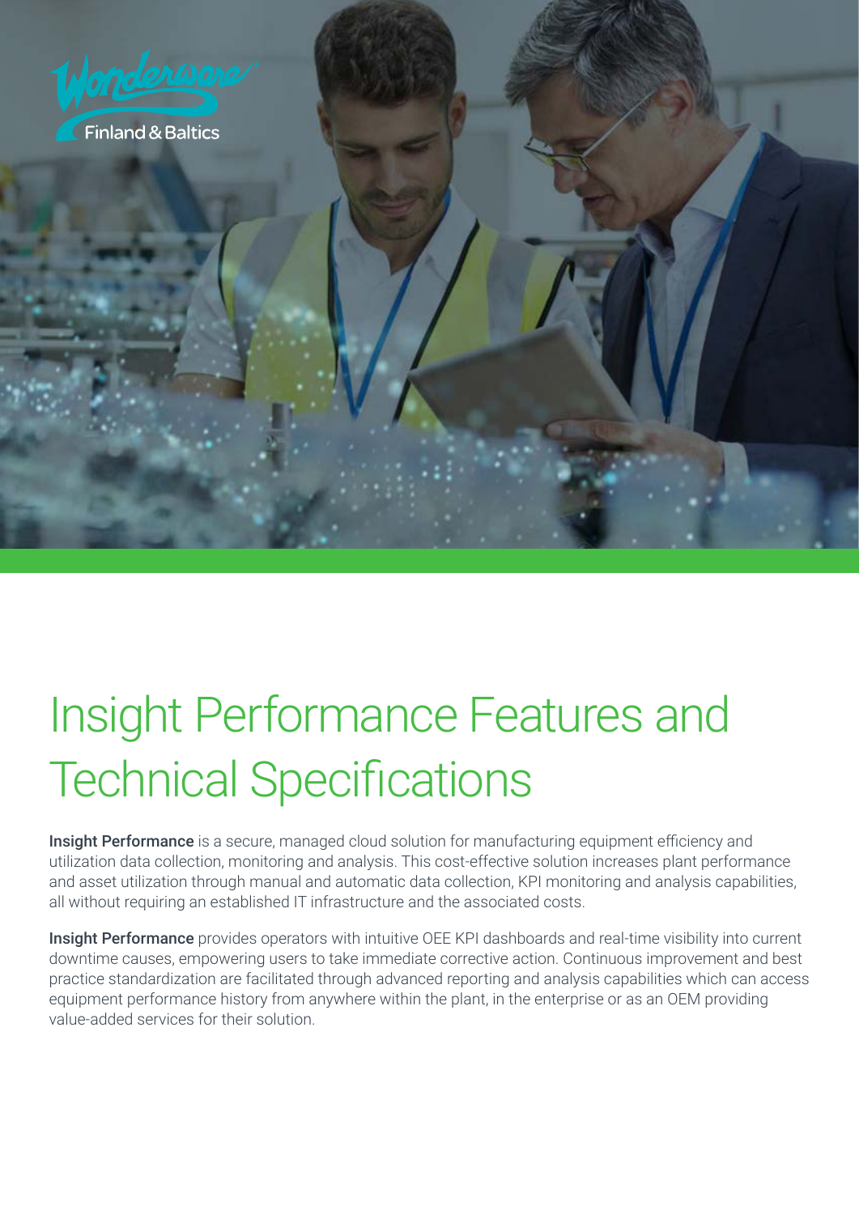Wonderware Finland & Baltics

# Insight Performance Features and Technical Specifications

**Insight Performance** is a secure, managed cloud solution for manufacturing equipment efficiency and utilization data collection, monitoring and analysis. This cost-effective solution increases plant performance and asset utilization through manual and automatic data collection, KPI monitoring and analysis capabilities, all without requiring an established IT infrastructure and the associated costs.

**Insight Performance** provides operators with intuitive OEE KPI dashboards and real-time visibility into current downtime causes, empowering users to take immediate corrective action. Continuous improvement and best practice standardization are facilitated through advanced reporting and analysis capabilities which can access equipment performance history from anywhere within the plant, in the enterprise or as an OEM providing value-added services for their solution.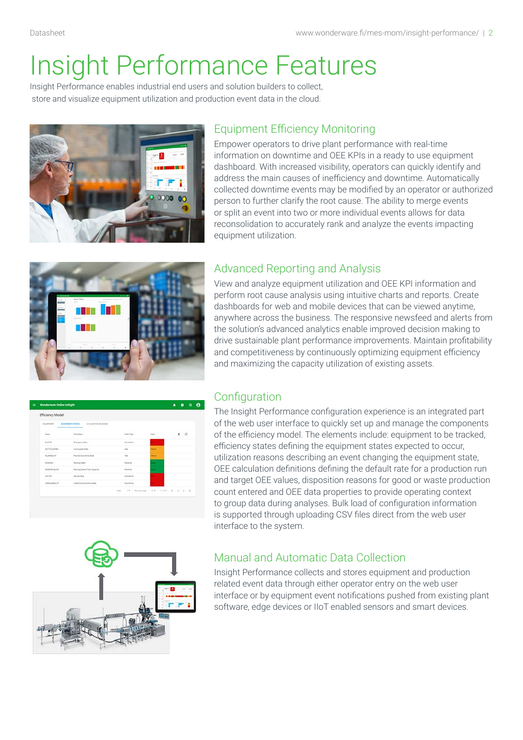# Insight Performance Features

Insight Performance enables industrial end users and solution builders to collect, store and visualize equipment utilization and production event data in the cloud.

## Equipment Efficiency Monitoring

Empower operators to drive plant performance with real-time information on downtime and OEE KPIs in a ready to use equipment dashboard. With increased visibility, operators can quickly identify and address the main causes of inefficiency and downtime. Automatically collected downtime events may be modified by an operator or authorized person to further clarify the root cause. The ability to merge events or split an event into two or more individual events allows for data reconsolidation to accurately rank and analyze the events impacting equipment utilization.

## Advanced Reporting and Analysis

View and analyze equipment utilization and OEE KPI information and perform root cause analysis using intuitive charts and reports. Create dashboards for web and mobile devices that can be viewed anytime, anywhere across the business. The responsive newsfeed and alerts from the solution's advanced analytics enable improved decision making to drive sustainable plant performance improvements. Maintain profitability and competitiveness by continuously optimizing equipment efficiency and maximizing the capacity utilization of existing assets.

## Configuration

The Insight Performance configuration experience is an integrated part of the web user interface to quickly set up and manage the components of the efficiency model. The elements include: equipment to be tracked, efficiency states defining the equipment states expected to occur, utilization reasons describing an event changing the equipment state, OEE calculation definitions defining the default rate for a production run and target OEE values, disposition reasons for good or waste production count entered and OEE data properties to provide operating context to group data during analyses. Bulk load of configuration information is supported through uploading CSV files direct from the web user interface to the system.

## Manual and Automatic Data Collection

Insight Performance collects and stores equipment and production related event data through either operator entry on the web user interface or by equipment event notifications pushed from existing plant software, edge devices or IIoT enabled sensors and smart devices.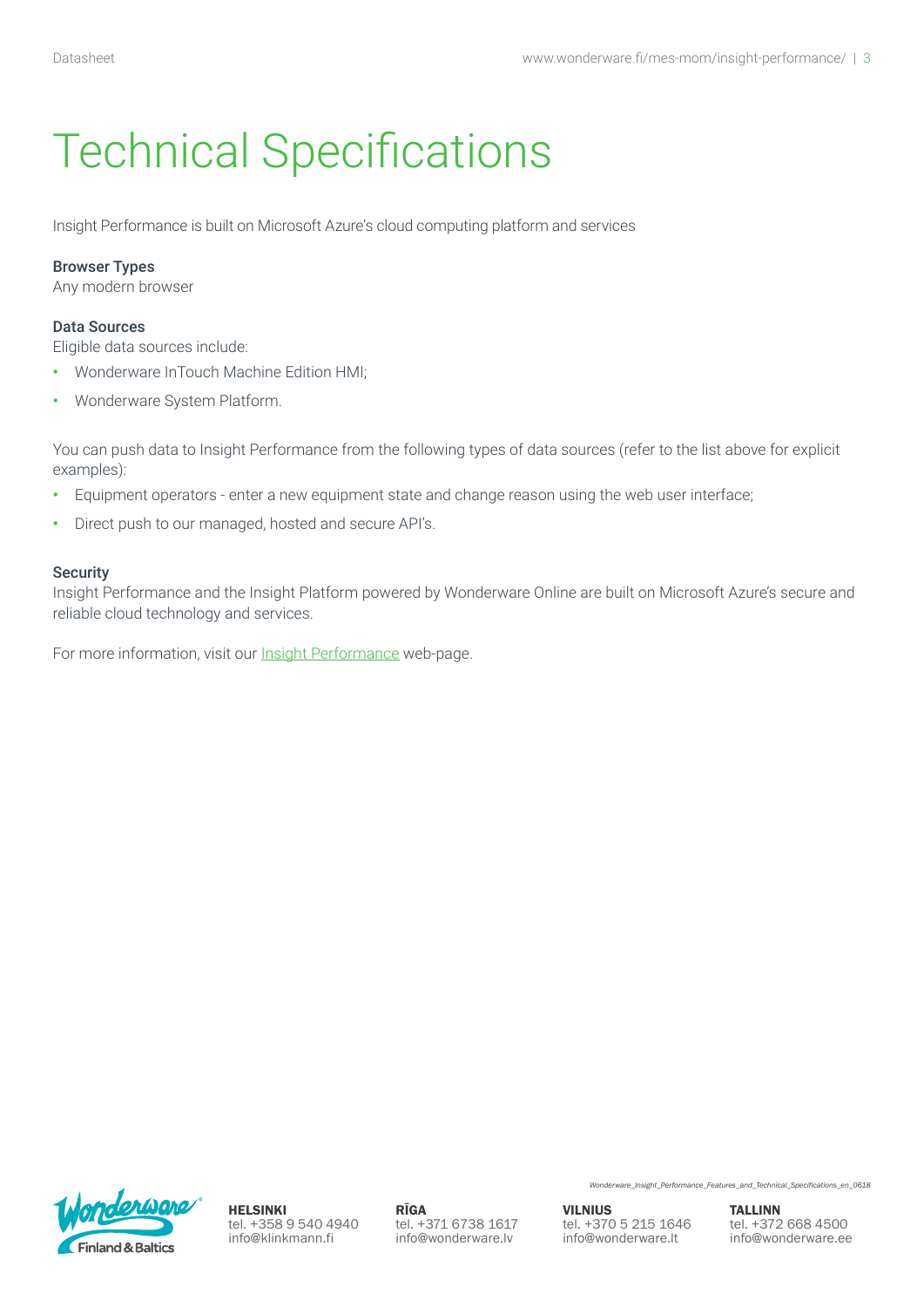# Technical Specifications

Insight Performance is built on Microsoft Azure's cloud computing platform and services

**Browser Types**
Any modern browser

**Data Sources**
Eligible data sources include:

- Wonderware InTouch Machine Edition HMI;
- Wonderware System Platform.

You can push data to Insight Performance from the following types of data sources (refer to the list above for explicit examples):

- Equipment operators - enter a new equipment state and change reason using the web user interface;
- Direct push to our managed, hosted and secure API's.

**Security**
Insight Performance and the Insight Platform powered by Wonderware Online are built on Microsoft Azure's secure and reliable cloud technology and services.

For more information, visit our Insight Performance web-page.

*Wonderware_Insight_Performance_Features_and_Technical_Specifications_en_0618*

**HELSINKI**
tel. +358 9 540 4940
info@klinkmann.fi

**RĪGA**
tel. +371 6738 1617
info@wonderware.lv

**VILNIUS**
tel. +370 5 215 1646
info@wonderware.lt

**TALLINN**
tel. +372 668 4500
info@wonderware.ee